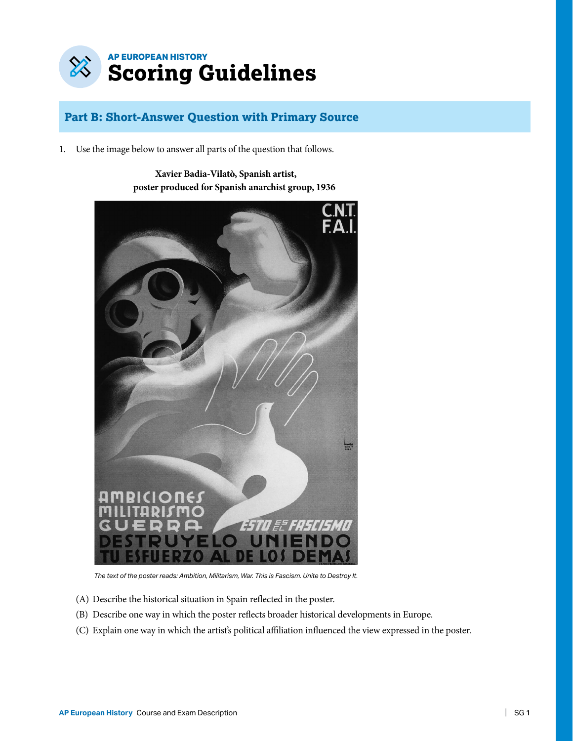# AP EUROPEAN HISTORY
# Scoring Guidelines

## Part B: Short-Answer Question with Primary Source

1. Use the image below to answer all parts of the question that follows.

**Xavier Badia-Vilatò, Spanish artist, poster produced for Spanish anarchist group, 1936**

*The text of the poster reads: Ambition, Militarism, War. This is Fascism. Unite to Destroy It.*

(A) Describe the historical situation in Spain reflected in the poster.

(B) Describe one way in which the poster reflects broader historical developments in Europe.

(C) Explain one way in which the artist's political affiliation influenced the view expressed in the poster.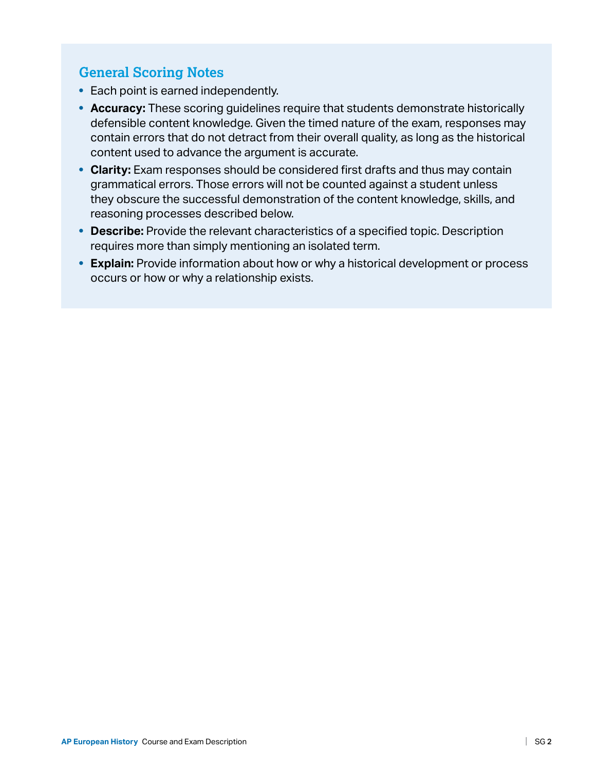## General Scoring Notes

- Each point is earned independently.
- **Accuracy:** These scoring guidelines require that students demonstrate historically defensible content knowledge. Given the timed nature of the exam, responses may contain errors that do not detract from their overall quality, as long as the historical content used to advance the argument is accurate.
- **Clarity:** Exam responses should be considered first drafts and thus may contain grammatical errors. Those errors will not be counted against a student unless they obscure the successful demonstration of the content knowledge, skills, and reasoning processes described below.
- **Describe:** Provide the relevant characteristics of a specified topic. Description requires more than simply mentioning an isolated term.
- **Explain:** Provide information about how or why a historical development or process occurs or how or why a relationship exists.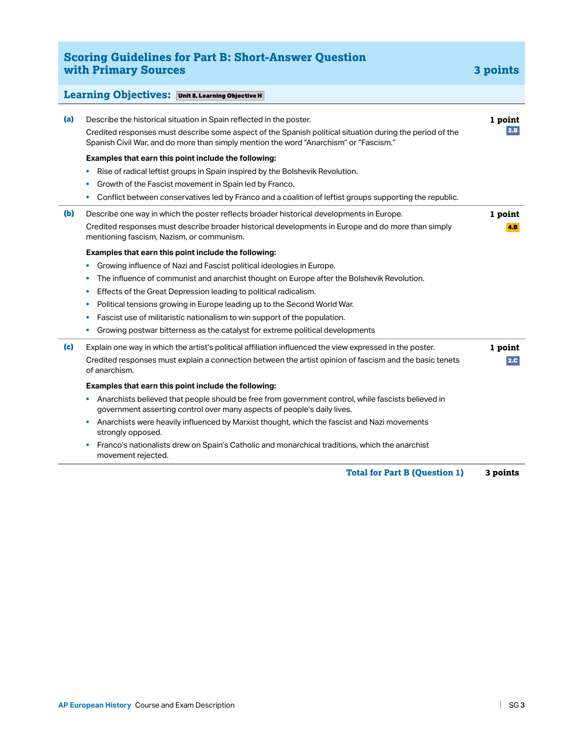## Scoring Guidelines for Part B: Short-Answer Question with Primary Sources — 3 points

**Learning Objectives:** Unit 8, Learning Objective H

**(a)** Describe the historical situation in Spain reflected in the poster. — **1 point** (2.B)

Credited responses must describe some aspect of the Spanish political situation during the period of the Spanish Civil War, and do more than simply mention the word "Anarchism" or "Fascism."

**Examples that earn this point include the following:**

- Rise of radical leftist groups in Spain inspired by the Bolshevik Revolution.
- Growth of the Fascist movement in Spain led by Franco.
- Conflict between conservatives led by Franco and a coalition of leftist groups supporting the republic.

**(b)** Describe one way in which the poster reflects broader historical developments in Europe. — **1 point** (4.B)

Credited responses must describe broader historical developments in Europe and do more than simply mentioning fascism, Nazism, or communism.

**Examples that earn this point include the following:**

- Growing influence of Nazi and Fascist political ideologies in Europe.
- The influence of communist and anarchist thought on Europe after the Bolshevik Revolution.
- Effects of the Great Depression leading to political radicalism.
- Political tensions growing in Europe leading up to the Second World War.
- Fascist use of militaristic nationalism to win support of the population.
- Growing postwar bitterness as the catalyst for extreme political developments

**(c)** Explain one way in which the artist's political affiliation influenced the view expressed in the poster. — **1 point** (2.C)

Credited responses must explain a connection between the artist opinion of fascism and the basic tenets of anarchism.

**Examples that earn this point include the following:**

- Anarchists believed that people should be free from government control, while fascists believed in government asserting control over many aspects of people's daily lives.
- Anarchists were heavily influenced by Marxist thought, which the fascist and Nazi movements strongly opposed.
- Franco's nationalists drew on Spain's Catholic and monarchical traditions, which the anarchist movement rejected.

**Total for Part B (Question 1) — 3 points**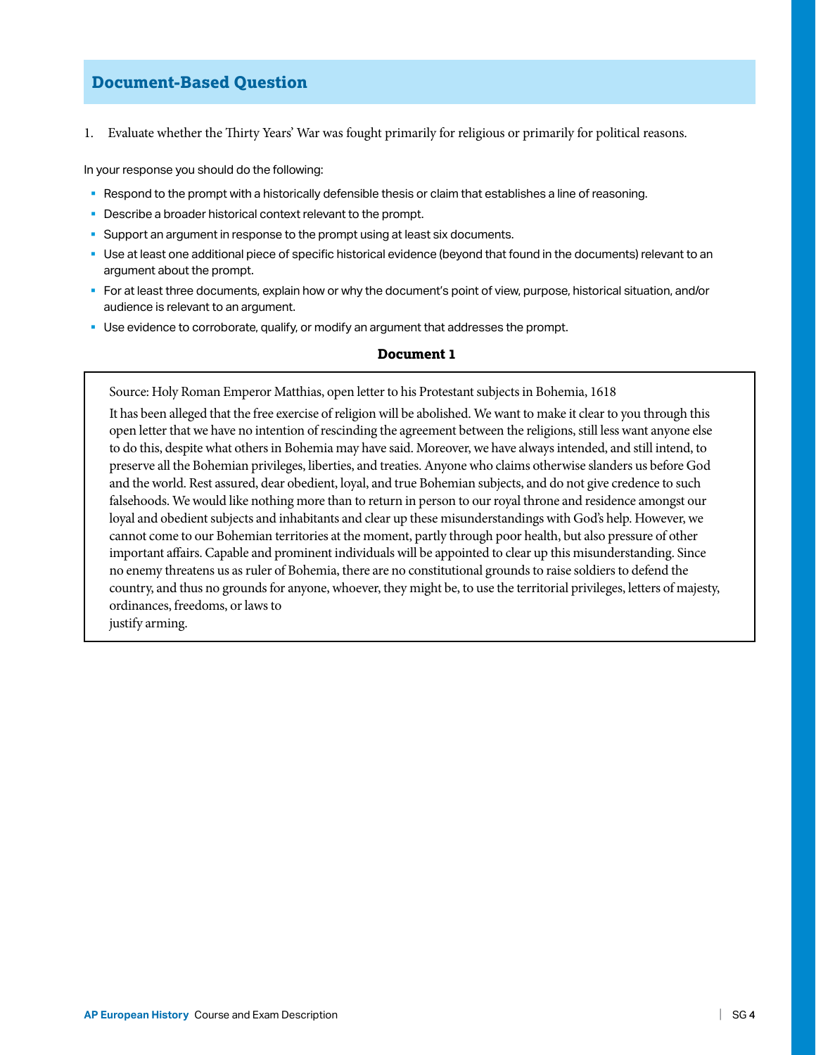## Document-Based Question

1. Evaluate whether the Thirty Years' War was fought primarily for religious or primarily for political reasons.

In your response you should do the following:

- Respond to the prompt with a historically defensible thesis or claim that establishes a line of reasoning.
- Describe a broader historical context relevant to the prompt.
- Support an argument in response to the prompt using at least six documents.
- Use at least one additional piece of specific historical evidence (beyond that found in the documents) relevant to an argument about the prompt.
- For at least three documents, explain how or why the document's point of view, purpose, historical situation, and/or audience is relevant to an argument.
- Use evidence to corroborate, qualify, or modify an argument that addresses the prompt.

### Document 1

Source: Holy Roman Emperor Matthias, open letter to his Protestant subjects in Bohemia, 1618

It has been alleged that the free exercise of religion will be abolished. We want to make it clear to you through this open letter that we have no intention of rescinding the agreement between the religions, still less want anyone else to do this, despite what others in Bohemia may have said. Moreover, we have always intended, and still intend, to preserve all the Bohemian privileges, liberties, and treaties. Anyone who claims otherwise slanders us before God and the world. Rest assured, dear obedient, loyal, and true Bohemian subjects, and do not give credence to such falsehoods. We would like nothing more than to return in person to our royal throne and residence amongst our loyal and obedient subjects and inhabitants and clear up these misunderstandings with God's help. However, we cannot come to our Bohemian territories at the moment, partly through poor health, but also pressure of other important affairs. Capable and prominent individuals will be appointed to clear up this misunderstanding. Since no enemy threatens us as ruler of Bohemia, there are no constitutional grounds to raise soldiers to defend the country, and thus no grounds for anyone, whoever, they might be, to use the territorial privileges, letters of majesty, ordinances, freedoms, or laws to justify arming.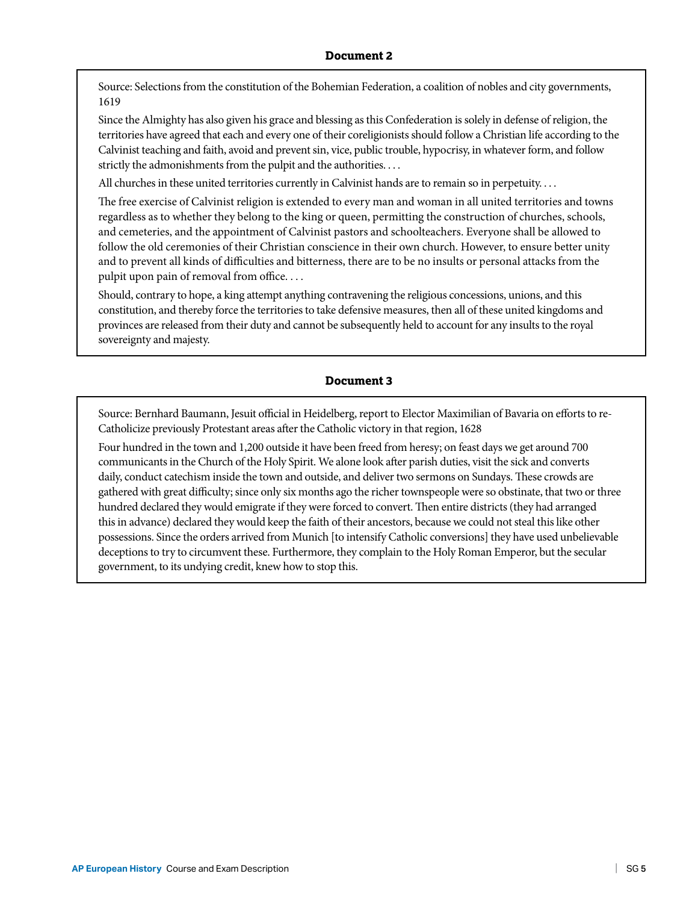### Document 2

Source: Selections from the constitution of the Bohemian Federation, a coalition of nobles and city governments, 1619

Since the Almighty has also given his grace and blessing as this Confederation is solely in defense of religion, the territories have agreed that each and every one of their coreligionists should follow a Christian life according to the Calvinist teaching and faith, avoid and prevent sin, vice, public trouble, hypocrisy, in whatever form, and follow strictly the admonishments from the pulpit and the authorities. . . .

All churches in these united territories currently in Calvinist hands are to remain so in perpetuity. . . .

The free exercise of Calvinist religion is extended to every man and woman in all united territories and towns regardless as to whether they belong to the king or queen, permitting the construction of churches, schools, and cemeteries, and the appointment of Calvinist pastors and schoolteachers. Everyone shall be allowed to follow the old ceremonies of their Christian conscience in their own church. However, to ensure better unity and to prevent all kinds of difficulties and bitterness, there are to be no insults or personal attacks from the pulpit upon pain of removal from office. . . .

Should, contrary to hope, a king attempt anything contravening the religious concessions, unions, and this constitution, and thereby force the territories to take defensive measures, then all of these united kingdoms and provinces are released from their duty and cannot be subsequently held to account for any insults to the royal sovereignty and majesty.

### Document 3

Source: Bernhard Baumann, Jesuit official in Heidelberg, report to Elector Maximilian of Bavaria on efforts to re-Catholicize previously Protestant areas after the Catholic victory in that region, 1628

Four hundred in the town and 1,200 outside it have been freed from heresy; on feast days we get around 700 communicants in the Church of the Holy Spirit. We alone look after parish duties, visit the sick and converts daily, conduct catechism inside the town and outside, and deliver two sermons on Sundays. These crowds are gathered with great difficulty; since only six months ago the richer townspeople were so obstinate, that two or three hundred declared they would emigrate if they were forced to convert. Then entire districts (they had arranged this in advance) declared they would keep the faith of their ancestors, because we could not steal this like other possessions. Since the orders arrived from Munich [to intensify Catholic conversions] they have used unbelievable deceptions to try to circumvent these. Furthermore, they complain to the Holy Roman Emperor, but the secular government, to its undying credit, knew how to stop this.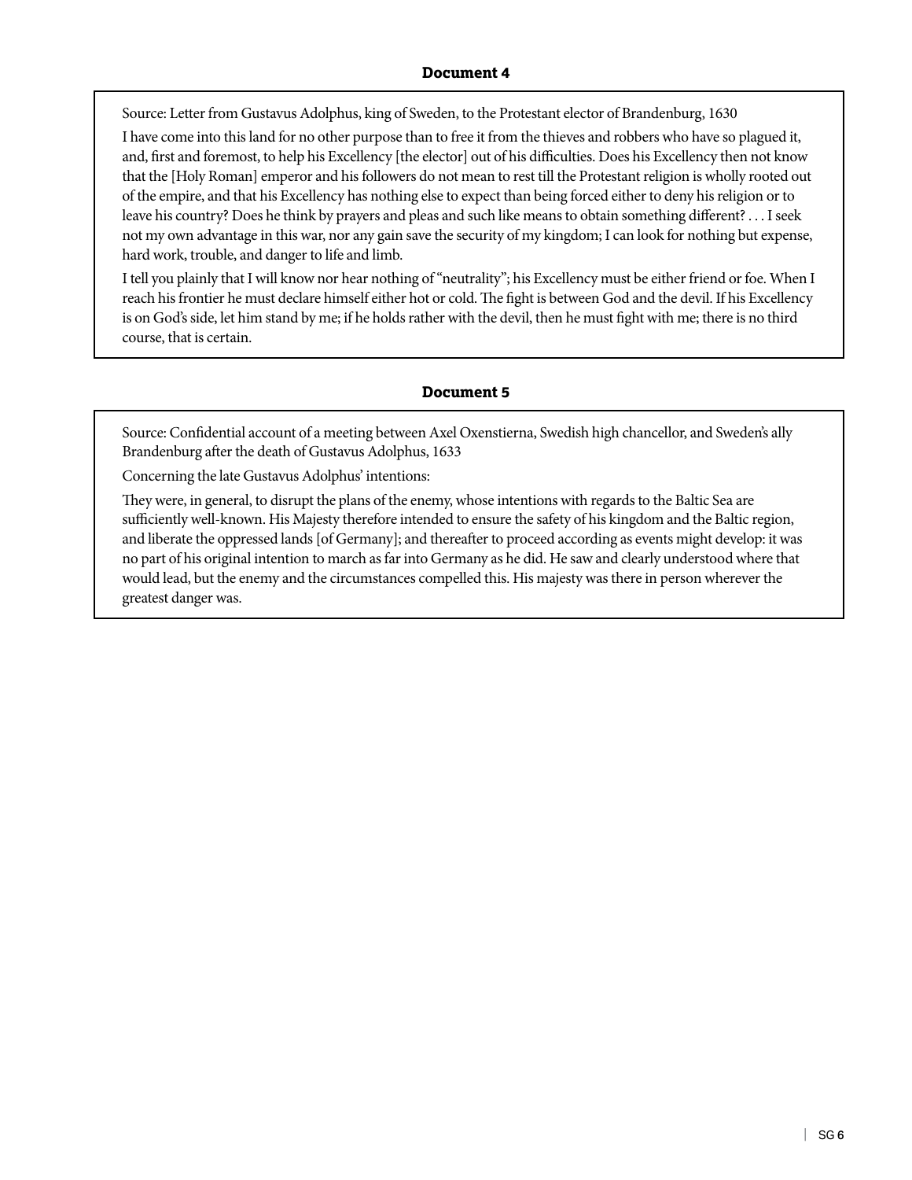### Document 4

Source: Letter from Gustavus Adolphus, king of Sweden, to the Protestant elector of Brandenburg, 1630

I have come into this land for no other purpose than to free it from the thieves and robbers who have so plagued it, and, first and foremost, to help his Excellency [the elector] out of his difficulties. Does his Excellency then not know that the [Holy Roman] emperor and his followers do not mean to rest till the Protestant religion is wholly rooted out of the empire, and that his Excellency has nothing else to expect than being forced either to deny his religion or to leave his country? Does he think by prayers and pleas and such like means to obtain something different? . . . I seek not my own advantage in this war, nor any gain save the security of my kingdom; I can look for nothing but expense, hard work, trouble, and danger to life and limb.

I tell you plainly that I will know nor hear nothing of "neutrality"; his Excellency must be either friend or foe. When I reach his frontier he must declare himself either hot or cold. The fight is between God and the devil. If his Excellency is on God's side, let him stand by me; if he holds rather with the devil, then he must fight with me; there is no third course, that is certain.

### Document 5

Source: Confidential account of a meeting between Axel Oxenstierna, Swedish high chancellor, and Sweden's ally Brandenburg after the death of Gustavus Adolphus, 1633

Concerning the late Gustavus Adolphus' intentions:

They were, in general, to disrupt the plans of the enemy, whose intentions with regards to the Baltic Sea are sufficiently well-known. His Majesty therefore intended to ensure the safety of his kingdom and the Baltic region, and liberate the oppressed lands [of Germany]; and thereafter to proceed according as events might develop: it was no part of his original intention to march as far into Germany as he did. He saw and clearly understood where that would lead, but the enemy and the circumstances compelled this. His majesty was there in person wherever the greatest danger was.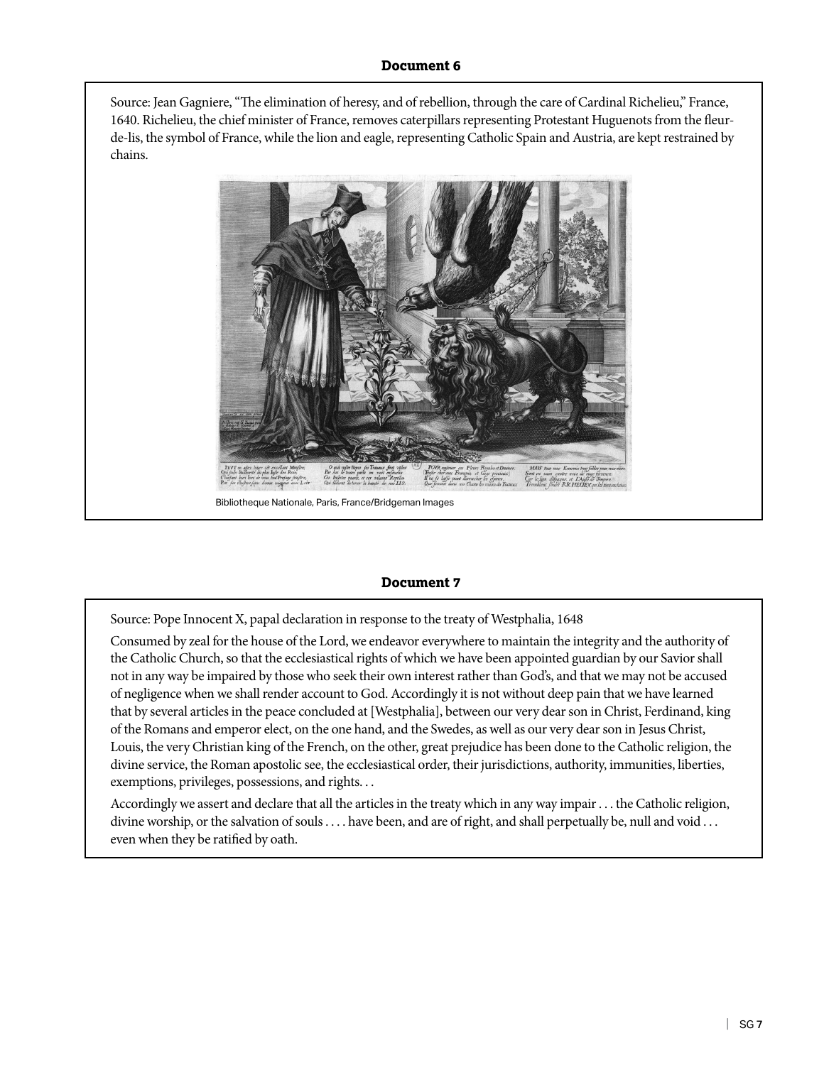**Document 6**

Source: Jean Gagniere, "The elimination of heresy, and of rebellion, through the care of Cardinal Richelieu," France, 1640. Richelieu, the chief minister of France, removes caterpillars representing Protestant Huguenots from the fleur-de-lis, the symbol of France, while the lion and eagle, representing Catholic Spain and Austria, are kept restrained by chains.

Bibliotheque Nationale, Paris, France/Bridgeman Images

**Document 7**

Source: Pope Innocent X, papal declaration in response to the treaty of Westphalia, 1648

Consumed by zeal for the house of the Lord, we endeavor everywhere to maintain the integrity and the authority of the Catholic Church, so that the ecclesiastical rights of which we have been appointed guardian by our Savior shall not in any way be impaired by those who seek their own interest rather than God's, and that we may not be accused of negligence when we shall render account to God. Accordingly it is not without deep pain that we have learned that by several articles in the peace concluded at [Westphalia], between our very dear son in Christ, Ferdinand, king of the Romans and emperor elect, on the one hand, and the Swedes, as well as our very dear son in Jesus Christ, Louis, the very Christian king of the French, on the other, great prejudice has been done to the Catholic religion, the divine service, the Roman apostolic see, the ecclesiastical order, their jurisdictions, authority, immunities, liberties, exemptions, privileges, possessions, and rights. . .

Accordingly we assert and declare that all the articles in the treaty which in any way impair . . . the Catholic religion, divine worship, or the salvation of souls . . . . have been, and are of right, and shall perpetually be, null and void . . . even when they be ratified by oath.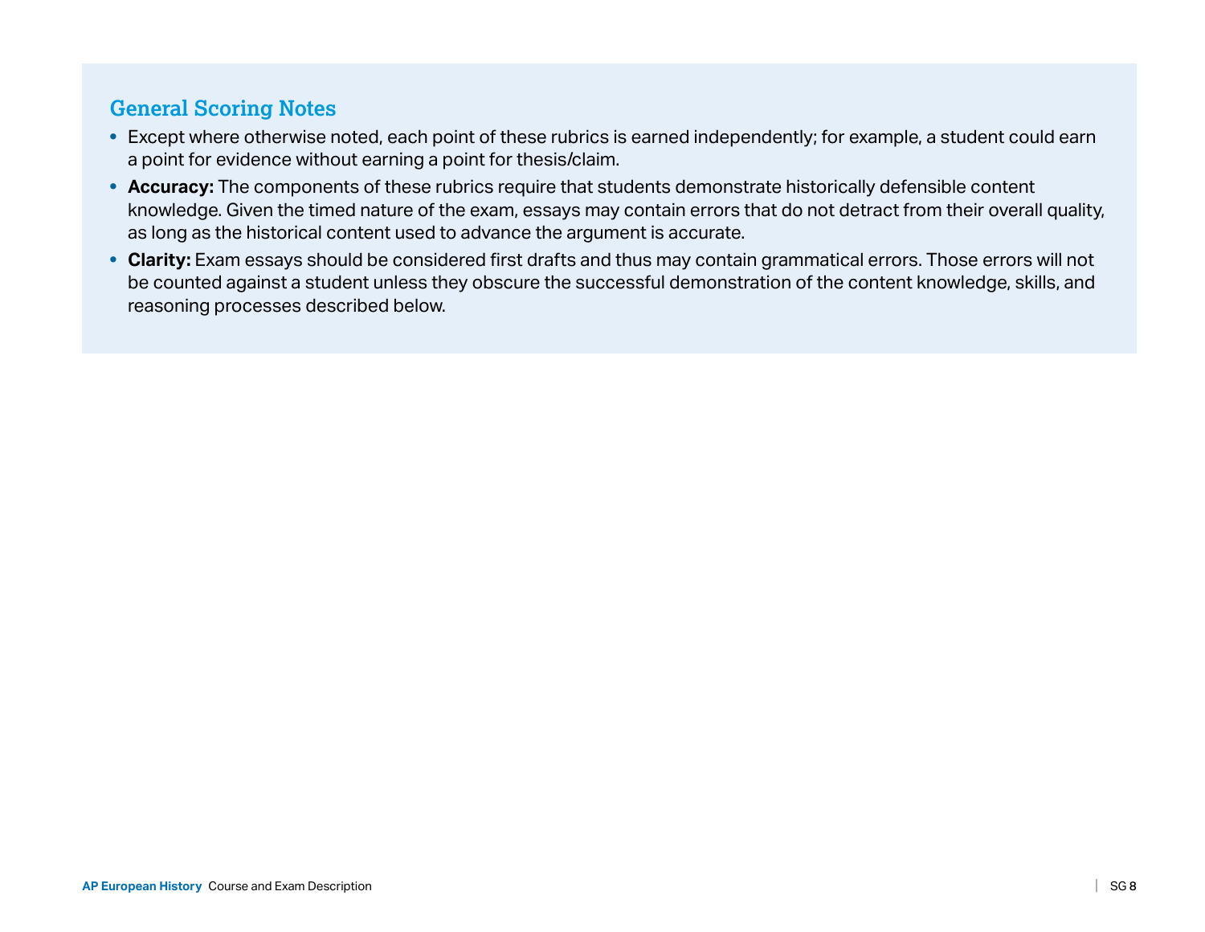## General Scoring Notes

- Except where otherwise noted, each point of these rubrics is earned independently; for example, a student could earn a point for evidence without earning a point for thesis/claim.
- **Accuracy:** The components of these rubrics require that students demonstrate historically defensible content knowledge. Given the timed nature of the exam, essays may contain errors that do not detract from their overall quality, as long as the historical content used to advance the argument is accurate.
- **Clarity:** Exam essays should be considered first drafts and thus may contain grammatical errors. Those errors will not be counted against a student unless they obscure the successful demonstration of the content knowledge, skills, and reasoning processes described below.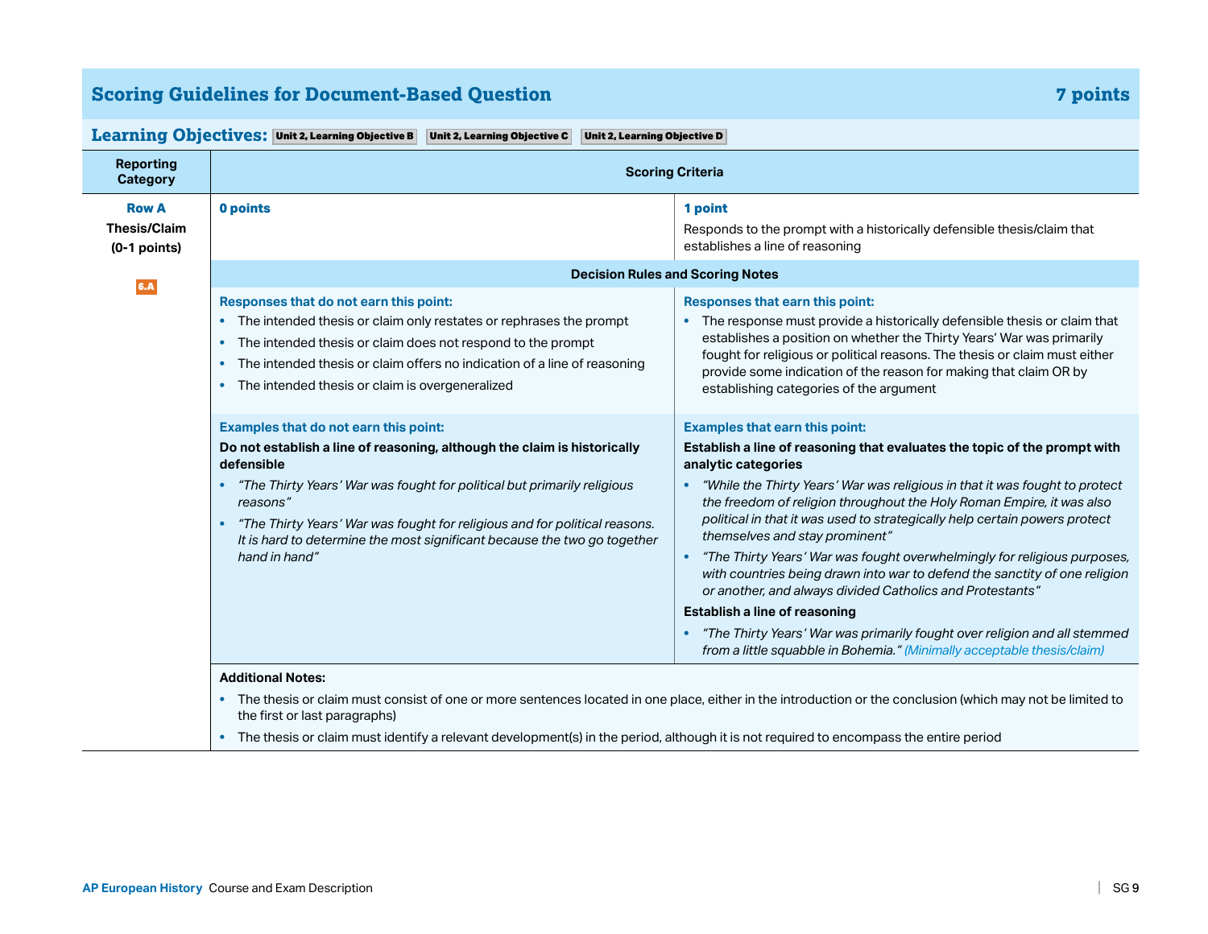## Scoring Guidelines for Document-Based Question — 7 points

**Learning Objectives:** Unit 2, Learning Objective B | Unit 2, Learning Objective C | Unit 2, Learning Objective D

| Reporting Category | Scoring Criteria | |
|---|---|---|
| **Row A** **Thesis/Claim** **(0-1 points)** 6.A | **0 points** | **1 point** Responds to the prompt with a historically defensible thesis/claim that establishes a line of reasoning |

**Decision Rules and Scoring Notes**

| Responses that do not earn this point: | Responses that earn this point: |
|---|---|
| • The intended thesis or claim only restates or rephrases the prompt<br>• The intended thesis or claim does not respond to the prompt<br>• The intended thesis or claim offers no indication of a line of reasoning<br>• The intended thesis or claim is overgeneralized | • The response must provide a historically defensible thesis or claim that establishes a position on whether the Thirty Years' War was primarily fought for religious or political reasons. The thesis or claim must either provide some indication of the reason for making that claim OR by establishing categories of the argument |
| **Examples that do not earn this point:**<br>**Do not establish a line of reasoning, although the claim is historically defensible**<br>• *"The Thirty Years' War was fought for political but primarily religious reasons"*<br>• *"The Thirty Years' War was fought for religious and for political reasons. It is hard to determine the most significant because the two go together hand in hand"* | **Examples that earn this point:**<br>**Establish a line of reasoning that evaluates the topic of the prompt with analytic categories**<br>• *"While the Thirty Years' War was religious in that it was fought to protect the freedom of religion throughout the Holy Roman Empire, it was also political in that it was used to strategically help certain powers protect themselves and stay prominent"*<br>• *"The Thirty Years' War was fought overwhelmingly for religious purposes, with countries being drawn into war to defend the sanctity of one religion or another, and always divided Catholics and Protestants"*<br>**Establish a line of reasoning**<br>• *"The Thirty Years' War was primarily fought over religion and all stemmed from a little squabble in Bohemia."* (Minimally acceptable thesis/claim) |

**Additional Notes:**

- The thesis or claim must consist of one or more sentences located in one place, either in the introduction or the conclusion (which may not be limited to the first or last paragraphs)
- The thesis or claim must identify a relevant development(s) in the period, although it is not required to encompass the entire period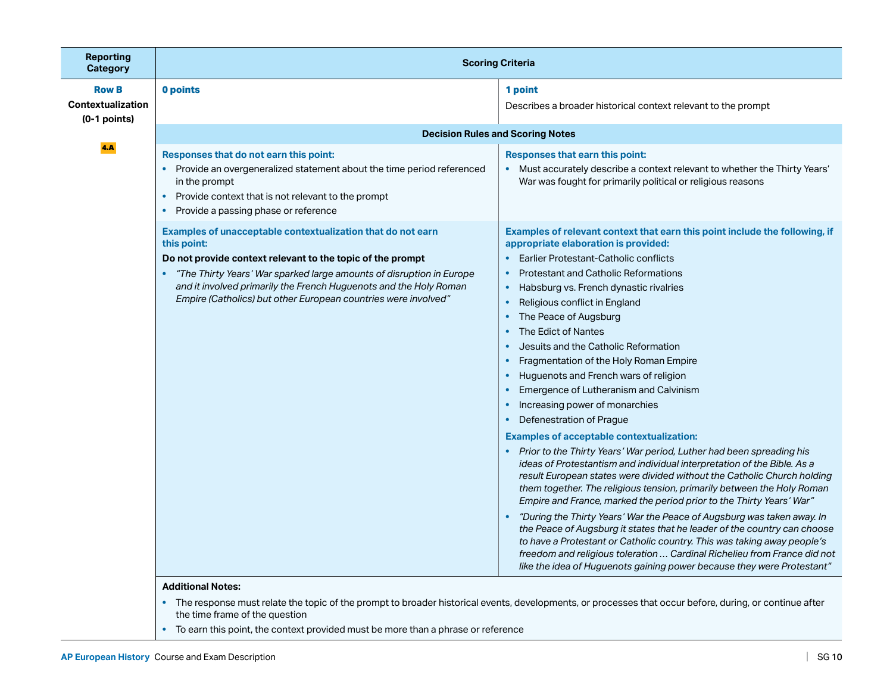| Reporting Category | Scoring Criteria | |
|---|---|---|
| **Row B** Contextualization (0-1 points) 4.A | **0 points** | **1 point** Describes a broader historical context relevant to the prompt |
| | **Decision Rules and Scoring Notes** | |
| | **Responses that do not earn this point:** <br>• Provide an overgeneralized statement about the time period referenced in the prompt <br>• Provide context that is not relevant to the prompt <br>• Provide a passing phase or reference | **Responses that earn this point:** <br>• Must accurately describe a context relevant to whether the Thirty Years' War was fought for primarily political or religious reasons |
| | **Examples of unacceptable contextualization that do not earn this point:** <br>**Do not provide context relevant to the topic of the prompt** <br>• *"The Thirty Years' War sparked large amounts of disruption in Europe and it involved primarily the French Huguenots and the Holy Roman Empire (Catholics) but other European countries were involved"* | **Examples of relevant context that earn this point include the following, if appropriate elaboration is provided:** <br>• Earlier Protestant-Catholic conflicts <br>• Protestant and Catholic Reformations <br>• Habsburg vs. French dynastic rivalries <br>• Religious conflict in England <br>• The Peace of Augsburg <br>• The Edict of Nantes <br>• Jesuits and the Catholic Reformation <br>• Fragmentation of the Holy Roman Empire <br>• Huguenots and French wars of religion <br>• Emergence of Lutheranism and Calvinism <br>• Increasing power of monarchies <br>• Defenestration of Prague <br>**Examples of acceptable contextualization:** <br>• *Prior to the Thirty Years' War period, Luther had been spreading his ideas of Protestantism and individual interpretation of the Bible. As a result European states were divided without the Catholic Church holding them together. The religious tension, primarily between the Holy Roman Empire and France, marked the period prior to the Thirty Years' War"* <br>• *"During the Thirty Years' War the Peace of Augsburg was taken away. In the Peace of Augsburg it states that he leader of the country can choose to have a Protestant or Catholic country. This was taking away people's freedom and religious toleration … Cardinal Richelieu from France did not like the idea of Huguenots gaining power because they were Protestant"* |
| | **Additional Notes:** <br>• The response must relate the topic of the prompt to broader historical events, developments, or processes that occur before, during, or continue after the time frame of the question <br>• To earn this point, the context provided must be more than a phrase or reference | |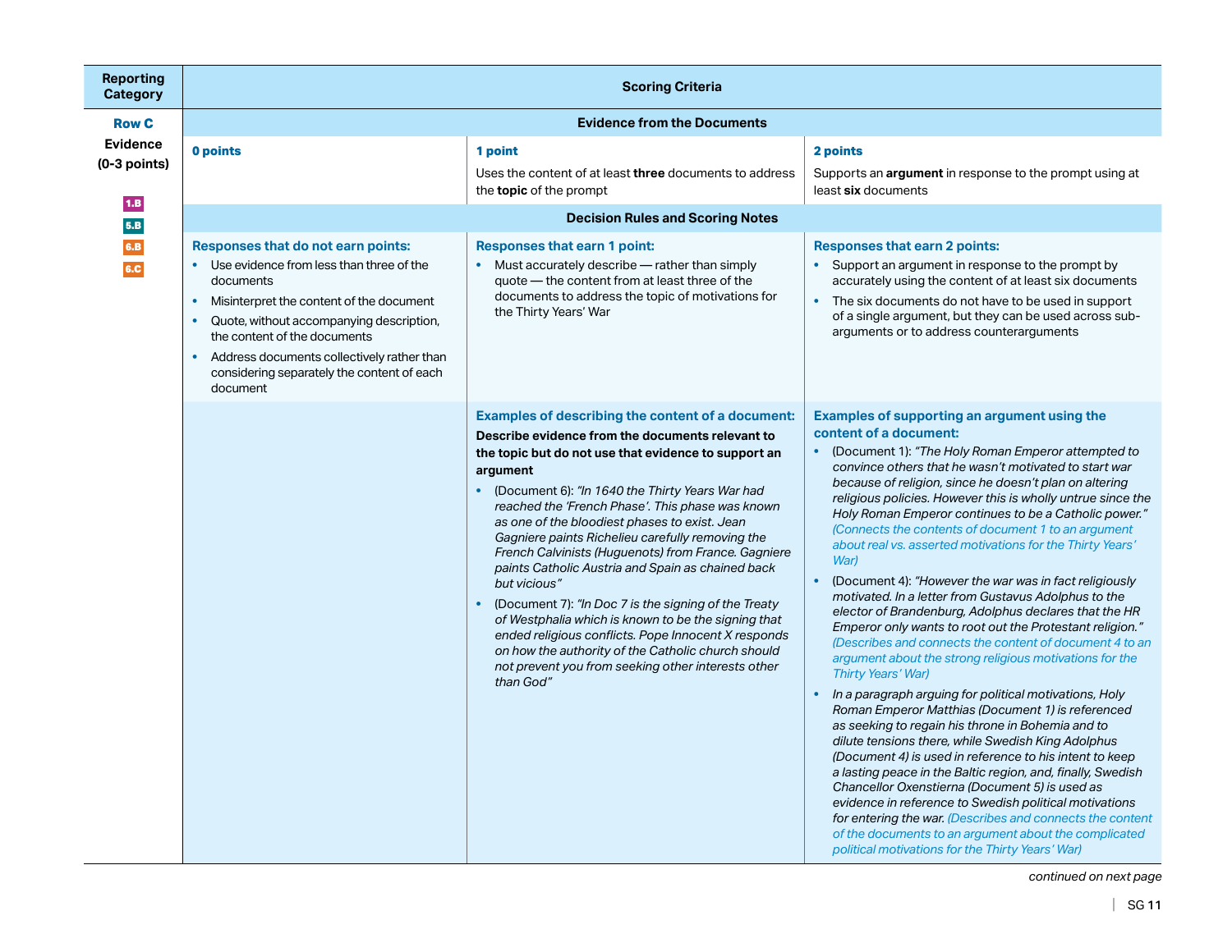| Reporting Category | Scoring Criteria | | |
|---|---|---|---|
| **Row C** | **Evidence from the Documents** | | |
| **Evidence (0-3 points)** 1.B 5.B 6.B 6.C | **0 points** | **1 point** Uses the content of at least **three** documents to address the **topic** of the prompt | **2 points** Supports an **argument** in response to the prompt using at least **six** documents |
| | **Decision Rules and Scoring Notes** | | |
| | **Responses that do not earn points:** <br>• Use evidence from less than three of the documents <br>• Misinterpret the content of the document <br>• Quote, without accompanying description, the content of the documents <br>• Address documents collectively rather than considering separately the content of each document | **Responses that earn 1 point:** <br>• Must accurately describe — rather than simply quote — the content from at least three of the documents to address the topic of motivations for the Thirty Years' War | **Responses that earn 2 points:** <br>• Support an argument in response to the prompt by accurately using the content of at least six documents <br>• The six documents do not have to be used in support of a single argument, but they can be used across sub-arguments or to address counterarguments |
| | | **Examples of describing the content of a document:** <br>**Describe evidence from the documents relevant to the topic but do not use that evidence to support an argument** <br>• (Document 6): *"In 1640 the Thirty Years War had reached the 'French Phase'. This phase was known as one of the bloodiest phases to exist. Jean Gagniere paints Richelieu carefully removing the French Calvinists (Huguenots) from France. Gagniere paints Catholic Austria and Spain as chained back but vicious"* <br>• (Document 7): *"In Doc 7 is the signing of the Treaty of Westphalia which is known to be the signing that ended religious conflicts. Pope Innocent X responds on how the authority of the Catholic church should not prevent you from seeking other interests other than God"* | **Examples of supporting an argument using the content of a document:** <br>• (Document 1): *"The Holy Roman Emperor attempted to convince others that he wasn't motivated to start war because of religion, since he doesn't plan on altering religious policies. However this is wholly untrue since the Holy Roman Emperor continues to be a Catholic power."* *(Connects the contents of document 1 to an argument about real vs. asserted motivations for the Thirty Years' War)* <br>• (Document 4): *"However the war was in fact religiously motivated. In a letter from Gustavus Adolphus to the elector of Brandenburg, Adolphus declares that the HR Emperor only wants to root out the Protestant religion."* *(Describes and connects the content of document 4 to an argument about the strong religious motivations for the Thirty Years' War)* <br>• *In a paragraph arguing for political motivations, Holy Roman Emperor Matthias (Document 1) is referenced as seeking to regain his throne in Bohemia and to dilute tensions there, while Swedish King Adolphus (Document 4) is used in reference to his intent to keep a lasting peace in the Baltic region, and, finally, Swedish Chancellor Oxenstierna (Document 5) is used as evidence in reference to Swedish political motivations for entering the war. (Describes and connects the content of the documents to an argument about the complicated political motivations for the Thirty Years' War)* |

*continued on next page*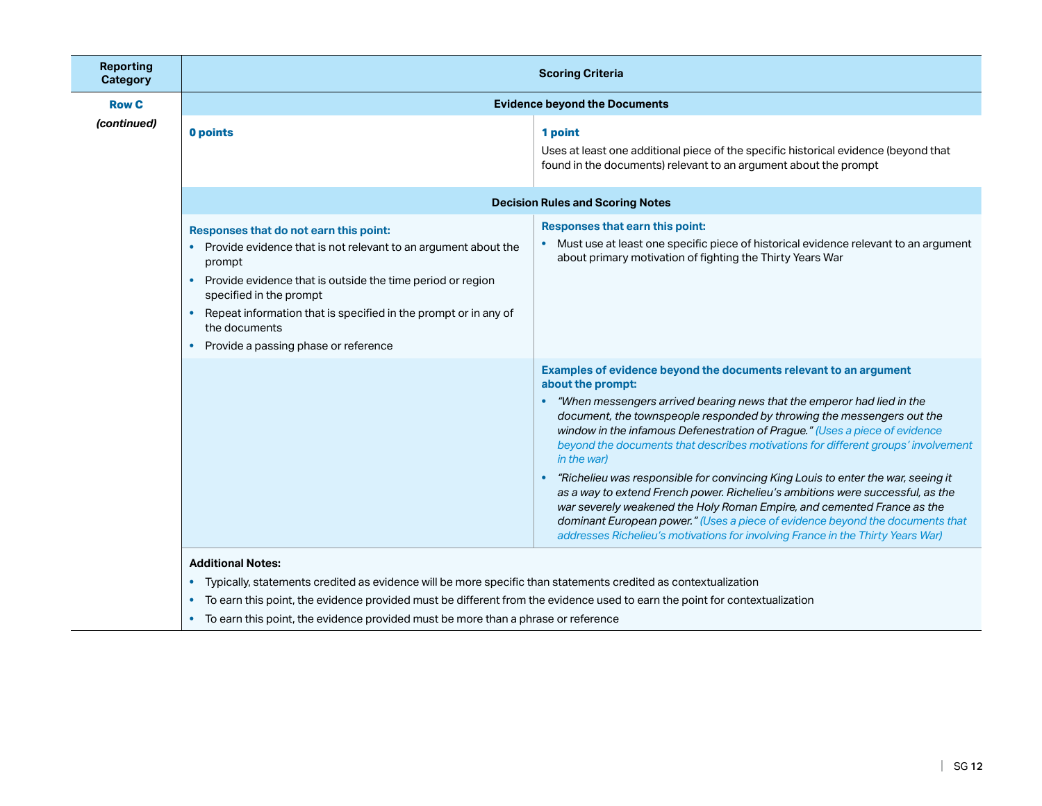| Reporting Category | Scoring Criteria | |
|---|---|---|
| **Row C** *(continued)* | **Evidence beyond the Documents** | |
| | **0 points** | **1 point** Uses at least one additional piece of the specific historical evidence (beyond that found in the documents) relevant to an argument about the prompt |
| | **Decision Rules and Scoring Notes** | |
| | **Responses that do not earn this point:** <br>• Provide evidence that is not relevant to an argument about the prompt <br>• Provide evidence that is outside the time period or region specified in the prompt <br>• Repeat information that is specified in the prompt or in any of the documents <br>• Provide a passing phase or reference | **Responses that earn this point:** <br>• Must use at least one specific piece of historical evidence relevant to an argument about primary motivation of fighting the Thirty Years War |
| | | **Examples of evidence beyond the documents relevant to an argument about the prompt:** <br>• *"When messengers arrived bearing news that the emperor had lied in the document, the townspeople responded by throwing the messengers out the window in the infamous Defenestration of Prague."* *(Uses a piece of evidence beyond the documents that describes motivations for different groups' involvement in the war)* <br>• *"Richelieu was responsible for convincing King Louis to enter the war, seeing it as a way to extend French power. Richelieu's ambitions were successful, as the war severely weakened the Holy Roman Empire, and cemented France as the dominant European power."* *(Uses a piece of evidence beyond the documents that addresses Richelieu's motivations for involving France in the Thirty Years War)* |
| | **Additional Notes:** <br>• Typically, statements credited as evidence will be more specific than statements credited as contextualization <br>• To earn this point, the evidence provided must be different from the evidence used to earn the point for contextualization <br>• To earn this point, the evidence provided must be more than a phrase or reference | |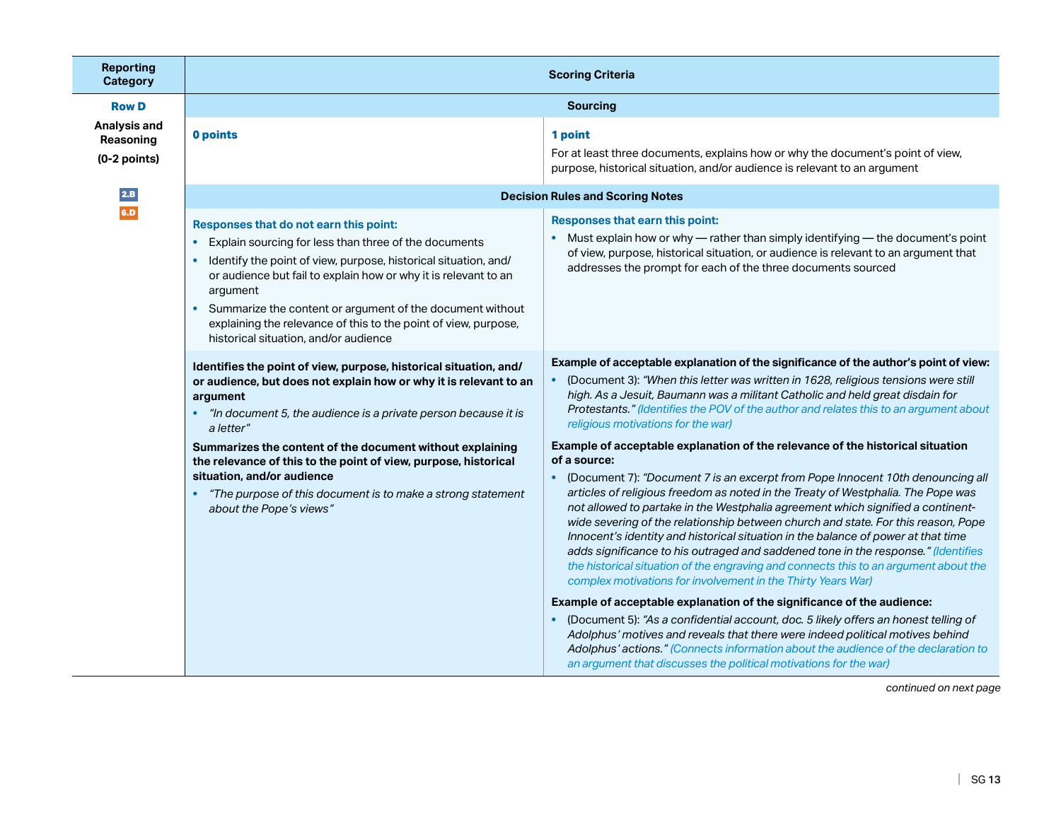| Reporting Category | Scoring Criteria | |
|---|---|---|
| **Row D** | **Sourcing** | |
| **Analysis and Reasoning** **(0-2 points)** 2.B 6.D | **0 points** | **1 point** For at least three documents, explains how or why the document's point of view, purpose, historical situation, and/or audience is relevant to an argument |
| | **Decision Rules and Scoring Notes** | |
| | **Responses that do not earn this point:** • Explain sourcing for less than three of the documents • Identify the point of view, purpose, historical situation, and/or audience but fail to explain how or why it is relevant to an argument • Summarize the content or argument of the document without explaining the relevance of this to the point of view, purpose, historical situation, and/or audience | **Responses that earn this point:** • Must explain how or why — rather than simply identifying — the document's point of view, purpose, historical situation, or audience is relevant to an argument that addresses the prompt for each of the three documents sourced |
| | **Identifies the point of view, purpose, historical situation, and/or audience, but does not explain how or why it is relevant to an argument** • *"In document 5, the audience is a private person because it is a letter"* **Summarizes the content of the document without explaining the relevance of this to the point of view, purpose, historical situation, and/or audience** • *"The purpose of this document is to make a strong statement about the Pope's views"* | **Example of acceptable explanation of the significance of the author's point of view:** • (Document 3): *"When this letter was written in 1628, religious tensions were still high. As a Jesuit, Baumann was a militant Catholic and held great disdain for Protestants." (Identifies the POV of the author and relates this to an argument about religious motivations for the war)* **Example of acceptable explanation of the relevance of the historical situation of a source:** • (Document 7): *"Document 7 is an excerpt from Pope Innocent 10th denouncing all articles of religious freedom as noted in the Treaty of Westphalia. The Pope was not allowed to partake in the Westphalia agreement which signified a continent-wide severing of the relationship between church and state. For this reason, Pope Innocent's identity and historical situation in the balance of power at that time adds significance to his outraged and saddened tone in the response." (Identifies the historical situation of the engraving and connects this to an argument about the complex motivations for involvement in the Thirty Years War)* **Example of acceptable explanation of the significance of the audience:** • (Document 5): *"As a confidential account, doc. 5 likely offers an honest telling of Adolphus' motives and reveals that there were indeed political motives behind Adolphus' actions." (Connects information about the audience of the declaration to an argument that discusses the political motivations for the war)* |

*continued on next page*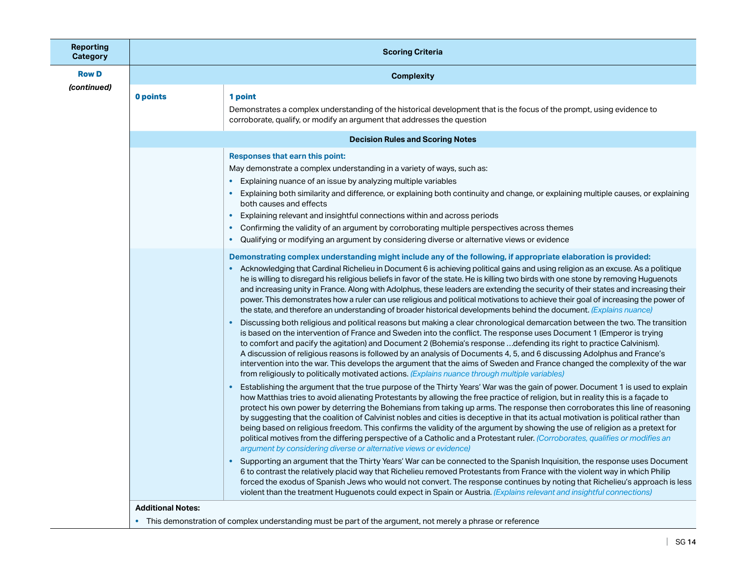| Reporting Category | Scoring Criteria | |
|---|---|---|
| **Row D** *(continued)* | **Complexity** | |
| | **0 points** | **1 point**<br>Demonstrates a complex understanding of the historical development that is the focus of the prompt, using evidence to corroborate, qualify, or modify an argument that addresses the question |
| | **Decision Rules and Scoring Notes** | |
| | | **Responses that earn this point:**<br>May demonstrate a complex understanding in a variety of ways, such as:<br>• Explaining nuance of an issue by analyzing multiple variables<br>• Explaining both similarity and difference, or explaining both continuity and change, or explaining multiple causes, or explaining both causes and effects<br>• Explaining relevant and insightful connections within and across periods<br>• Confirming the validity of an argument by corroborating multiple perspectives across themes<br>• Qualifying or modifying an argument by considering diverse or alternative views or evidence |
| | | **Demonstrating complex understanding might include any of the following, if appropriate elaboration is provided:**<br>• Acknowledging that Cardinal Richelieu in Document 6 is achieving political gains and using religion as an excuse. As a politique he is willing to disregard his religious beliefs in favor of the state. He is killing two birds with one stone by removing Huguenots and increasing unity in France. Along with Adolphus, these leaders are extending the security of their states and increasing their power. This demonstrates how a ruler can use religious and political motivations to achieve their goal of increasing the power of the state, and therefore an understanding of broader historical developments behind the document. *(Explains nuance)*<br>• Discussing both religious and political reasons but making a clear chronological demarcation between the two. The transition is based on the intervention of France and Sweden into the conflict. The response uses Document 1 (Emperor is trying to comfort and pacify the agitation) and Document 2 (Bohemia's response …defending its right to practice Calvinism). A discussion of religious reasons is followed by an analysis of Documents 4, 5, and 6 discussing Adolphus and France's intervention into the war. This develops the argument that the aims of Sweden and France changed the complexity of the war from religiously to politically motivated actions. *(Explains nuance through multiple variables)*<br>• Establishing the argument that the true purpose of the Thirty Years' War was the gain of power. Document 1 is used to explain how Matthias tries to avoid alienating Protestants by allowing the free practice of religion, but in reality this is a façade to protect his own power by deterring the Bohemians from taking up arms. The response then corroborates this line of reasoning by suggesting that the coalition of Calvinist nobles and cities is deceptive in that its actual motivation is political rather than being based on religious freedom. This confirms the validity of the argument by showing the use of religion as a pretext for political motives from the differing perspective of a Catholic and a Protestant ruler. *(Corroborates, qualifies or modifies an argument by considering diverse or alternative views or evidence)*<br>• Supporting an argument that the Thirty Years' War can be connected to the Spanish Inquisition, the response uses Document 6 to contrast the relatively placid way that Richelieu removed Protestants from France with the violent way in which Philip forced the exodus of Spanish Jews who would not convert. The response continues by noting that Richelieu's approach is less violent than the treatment Huguenots could expect in Spain or Austria. *(Explains relevant and insightful connections)* |
| | **Additional Notes:**<br>• This demonstration of complex understanding must be part of the argument, not merely a phrase or reference | |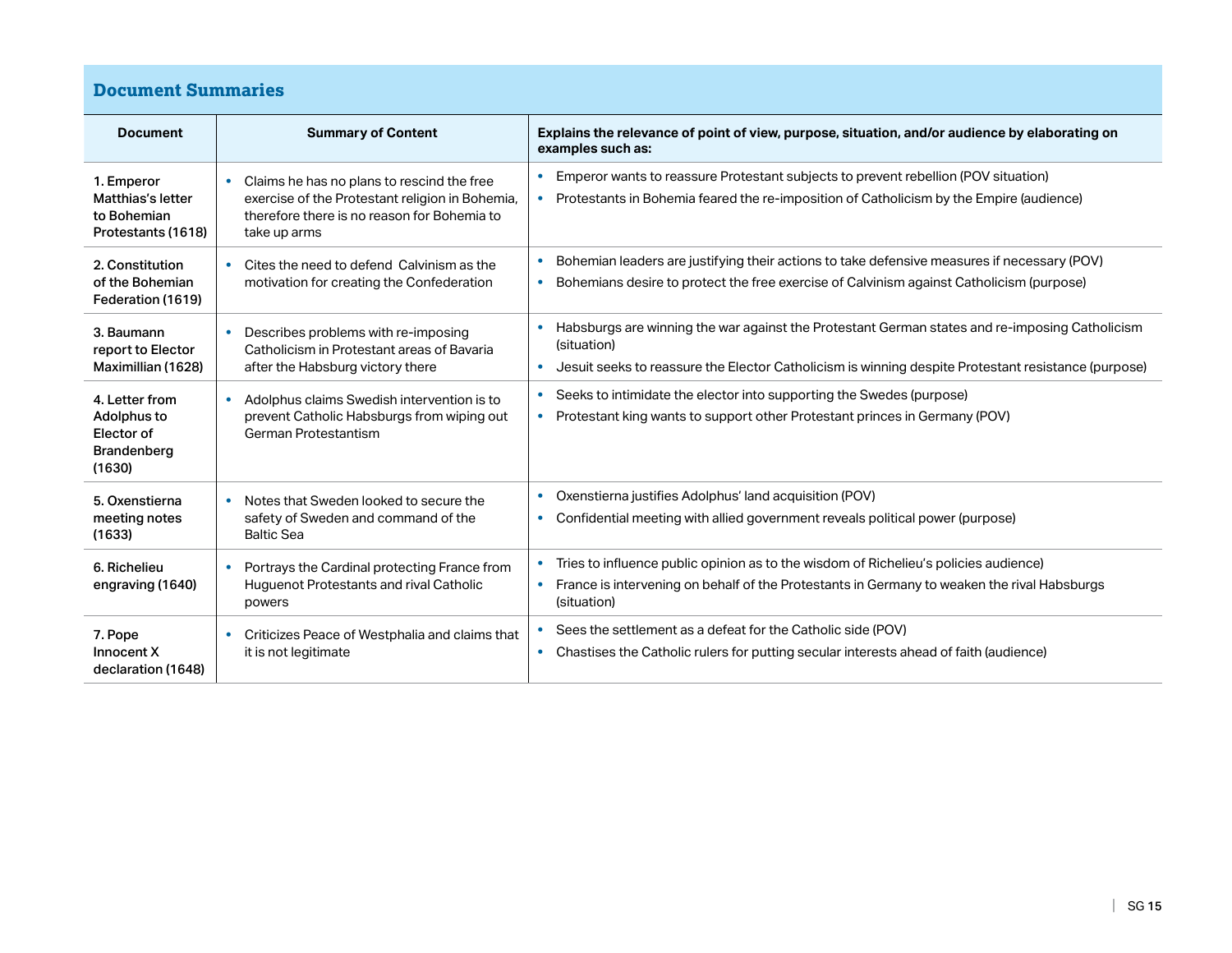## Document Summaries

| Document | Summary of Content | Explains the relevance of point of view, purpose, situation, and/or audience by elaborating on examples such as: |
|---|---|---|
| 1. Emperor Matthias's letter to Bohemian Protestants (1618) | • Claims he has no plans to rescind the free exercise of the Protestant religion in Bohemia, therefore there is no reason for Bohemia to take up arms | • Emperor wants to reassure Protestant subjects to prevent rebellion (POV situation)<br>• Protestants in Bohemia feared the re-imposition of Catholicism by the Empire (audience) |
| 2. Constitution of the Bohemian Federation (1619) | • Cites the need to defend Calvinism as the motivation for creating the Confederation | • Bohemian leaders are justifying their actions to take defensive measures if necessary (POV)<br>• Bohemians desire to protect the free exercise of Calvinism against Catholicism (purpose) |
| 3. Baumann report to Elector Maximillian (1628) | • Describes problems with re-imposing Catholicism in Protestant areas of Bavaria after the Habsburg victory there | • Habsburgs are winning the war against the Protestant German states and re-imposing Catholicism (situation)<br>• Jesuit seeks to reassure the Elector Catholicism is winning despite Protestant resistance (purpose) |
| 4. Letter from Adolphus to Elector of Brandenberg (1630) | • Adolphus claims Swedish intervention is to prevent Catholic Habsburgs from wiping out German Protestantism | • Seeks to intimidate the elector into supporting the Swedes (purpose)<br>• Protestant king wants to support other Protestant princes in Germany (POV) |
| 5. Oxenstierna meeting notes (1633) | • Notes that Sweden looked to secure the safety of Sweden and command of the Baltic Sea | • Oxenstierna justifies Adolphus' land acquisition (POV)<br>• Confidential meeting with allied government reveals political power (purpose) |
| 6. Richelieu engraving (1640) | • Portrays the Cardinal protecting France from Huguenot Protestants and rival Catholic powers | • Tries to influence public opinion as to the wisdom of Richelieu's policies audience)<br>• France is intervening on behalf of the Protestants in Germany to weaken the rival Habsburgs (situation) |
| 7. Pope Innocent X declaration (1648) | • Criticizes Peace of Westphalia and claims that it is not legitimate | • Sees the settlement as a defeat for the Catholic side (POV)<br>• Chastises the Catholic rulers for putting secular interests ahead of faith (audience) |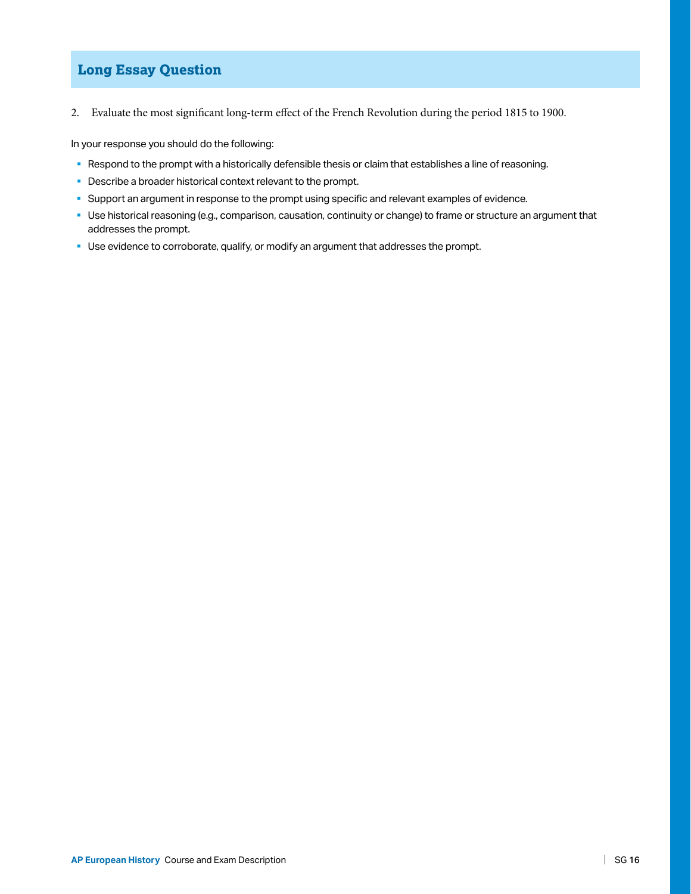## Long Essay Question

2. Evaluate the most significant long-term effect of the French Revolution during the period 1815 to 1900.

In your response you should do the following:

- Respond to the prompt with a historically defensible thesis or claim that establishes a line of reasoning.
- Describe a broader historical context relevant to the prompt.
- Support an argument in response to the prompt using specific and relevant examples of evidence.
- Use historical reasoning (e.g., comparison, causation, continuity or change) to frame or structure an argument that addresses the prompt.
- Use evidence to corroborate, qualify, or modify an argument that addresses the prompt.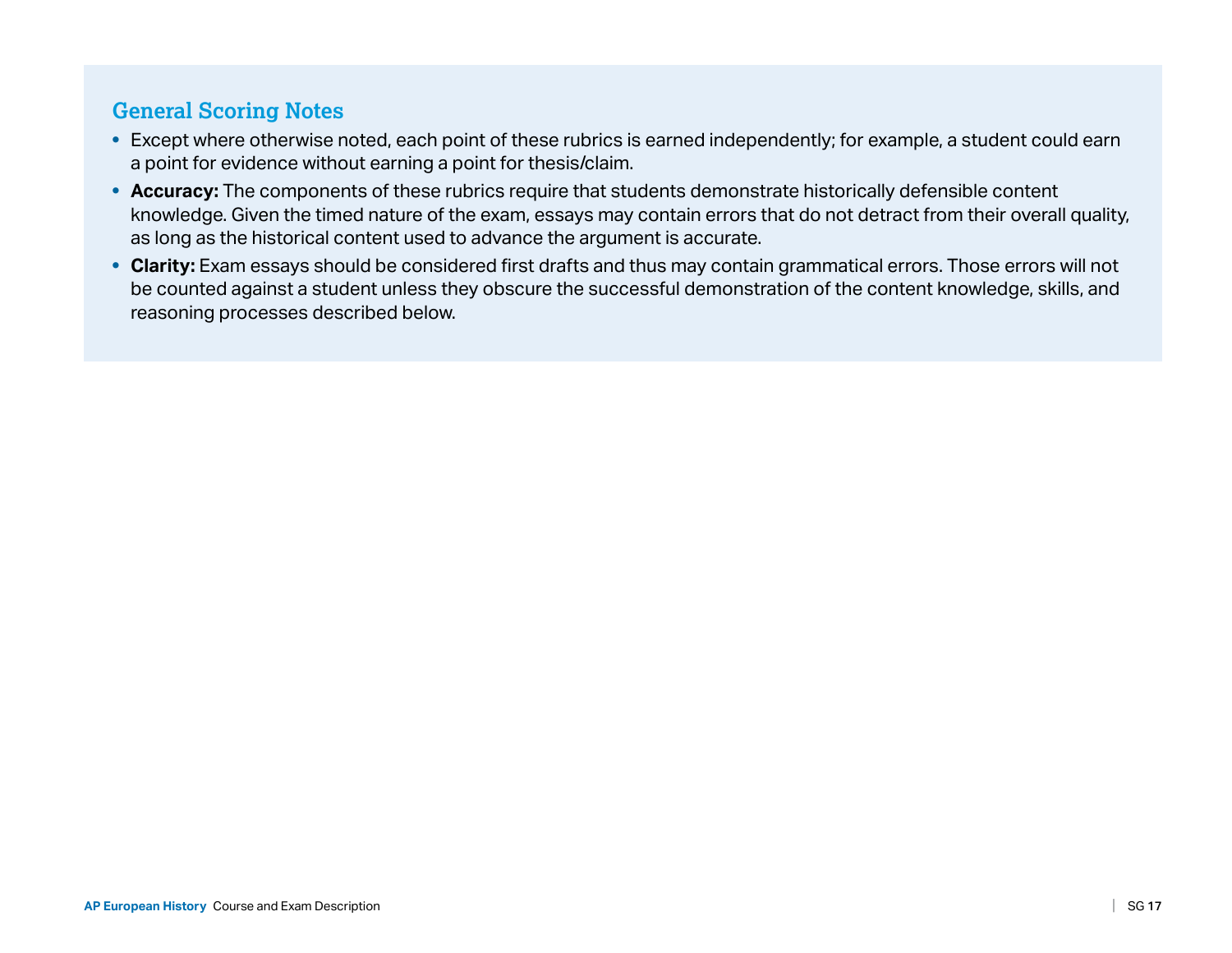## General Scoring Notes

- Except where otherwise noted, each point of these rubrics is earned independently; for example, a student could earn a point for evidence without earning a point for thesis/claim.
- **Accuracy:** The components of these rubrics require that students demonstrate historically defensible content knowledge. Given the timed nature of the exam, essays may contain errors that do not detract from their overall quality, as long as the historical content used to advance the argument is accurate.
- **Clarity:** Exam essays should be considered first drafts and thus may contain grammatical errors. Those errors will not be counted against a student unless they obscure the successful demonstration of the content knowledge, skills, and reasoning processes described below.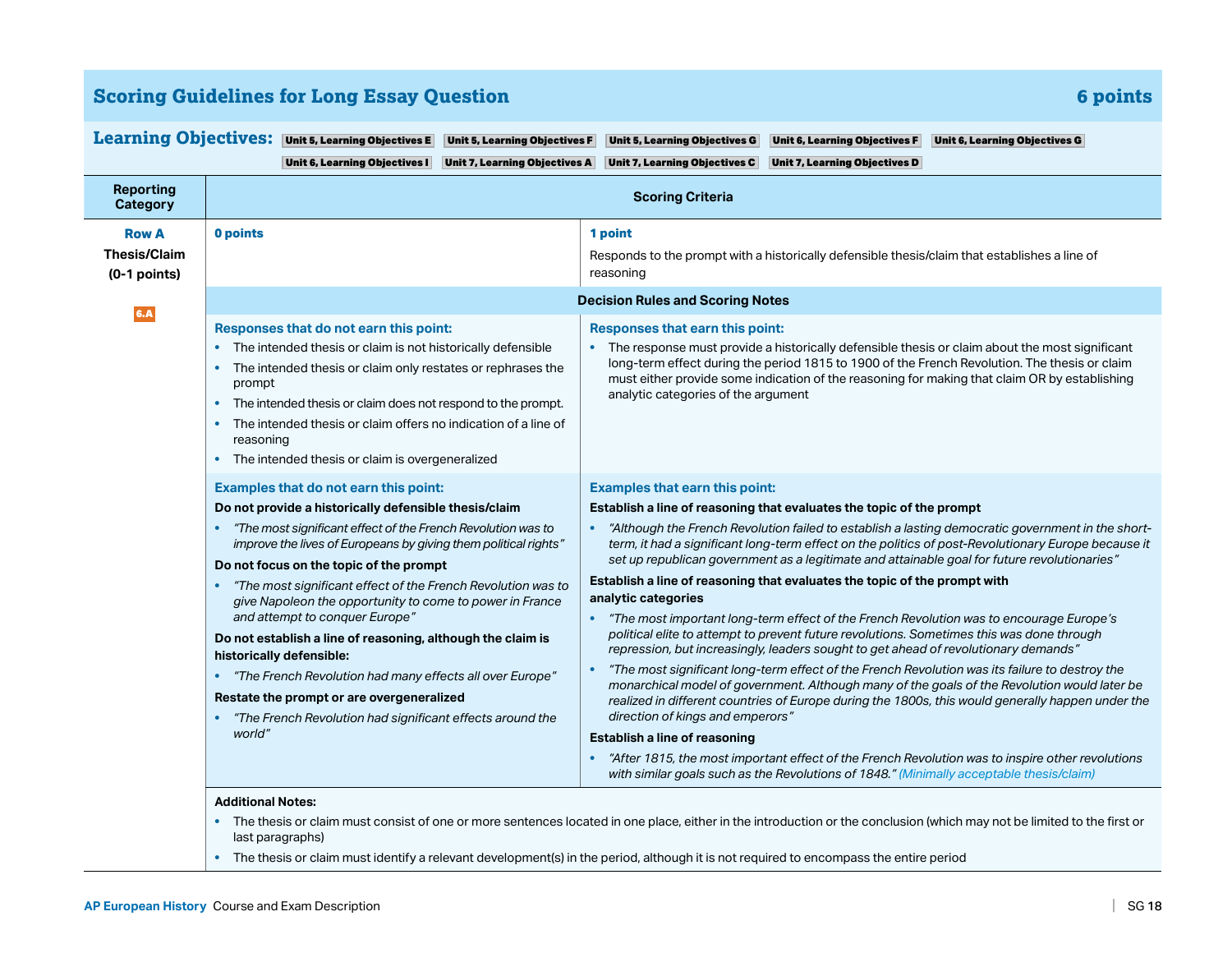## Scoring Guidelines for Long Essay Question — 6 points

**Learning Objectives:** Unit 5, Learning Objectives E | Unit 5, Learning Objectives F | Unit 5, Learning Objectives G | Unit 6, Learning Objectives F | Unit 6, Learning Objectives G | Unit 6, Learning Objectives I | Unit 7, Learning Objectives A | Unit 7, Learning Objectives C | Unit 7, Learning Objectives D

| Reporting Category | Scoring Criteria | |
|---|---|---|
| **Row A**<br>**Thesis/Claim**<br>**(0-1 points)**<br><br>6.A | **0 points** | **1 point**<br><br>Responds to the prompt with a historically defensible thesis/claim that establishes a line of reasoning |

### Decision Rules and Scoring Notes

| Responses that do not earn this point: | Responses that earn this point: |
|---|---|
| • The intended thesis or claim is not historically defensible<br>• The intended thesis or claim only restates or rephrases the prompt<br>• The intended thesis or claim does not respond to the prompt.<br>• The intended thesis or claim offers no indication of a line of reasoning<br>• The intended thesis or claim is overgeneralized | • The response must provide a historically defensible thesis or claim about the most significant long-term effect during the period 1815 to 1900 of the French Revolution. The thesis or claim must either provide some indication of the reasoning for making that claim OR by establishing analytic categories of the argument |

| Examples that do not earn this point: | Examples that earn this point: |
|---|---|
| **Do not provide a historically defensible thesis/claim**<br>• *"The most significant effect of the French Revolution was to improve the lives of Europeans by giving them political rights"*<br><br>**Do not focus on the topic of the prompt**<br>• *"The most significant effect of the French Revolution was to give Napoleon the opportunity to come to power in France and attempt to conquer Europe"*<br><br>**Do not establish a line of reasoning, although the claim is historically defensible:**<br>• *"The French Revolution had many effects all over Europe"*<br><br>**Restate the prompt or are overgeneralized**<br>• *"The French Revolution had significant effects around the world"* | **Establish a line of reasoning that evaluates the topic of the prompt**<br>• *"Although the French Revolution failed to establish a lasting democratic government in the short-term, it had a significant long-term effect on the politics of post-Revolutionary Europe because it set up republican government as a legitimate and attainable goal for future revolutionaries"*<br><br>**Establish a line of reasoning that evaluates the topic of the prompt with analytic categories**<br>• *"The most important long-term effect of the French Revolution was to encourage Europe's political elite to attempt to prevent future revolutions. Sometimes this was done through repression, but increasingly, leaders sought to get ahead of revolutionary demands"*<br>• *"The most significant long-term effect of the French Revolution was its failure to destroy the monarchical model of government. Although many of the goals of the Revolution would later be realized in different countries of Europe during the 1800s, this would generally happen under the direction of kings and emperors"*<br><br>**Establish a line of reasoning**<br>• *"After 1815, the most important effect of the French Revolution was to inspire other revolutions with similar goals such as the Revolutions of 1848." (Minimally acceptable thesis/claim)* |

**Additional Notes:**

- The thesis or claim must consist of one or more sentences located in one place, either in the introduction or the conclusion (which may not be limited to the first or last paragraphs)
- The thesis or claim must identify a relevant development(s) in the period, although it is not required to encompass the entire period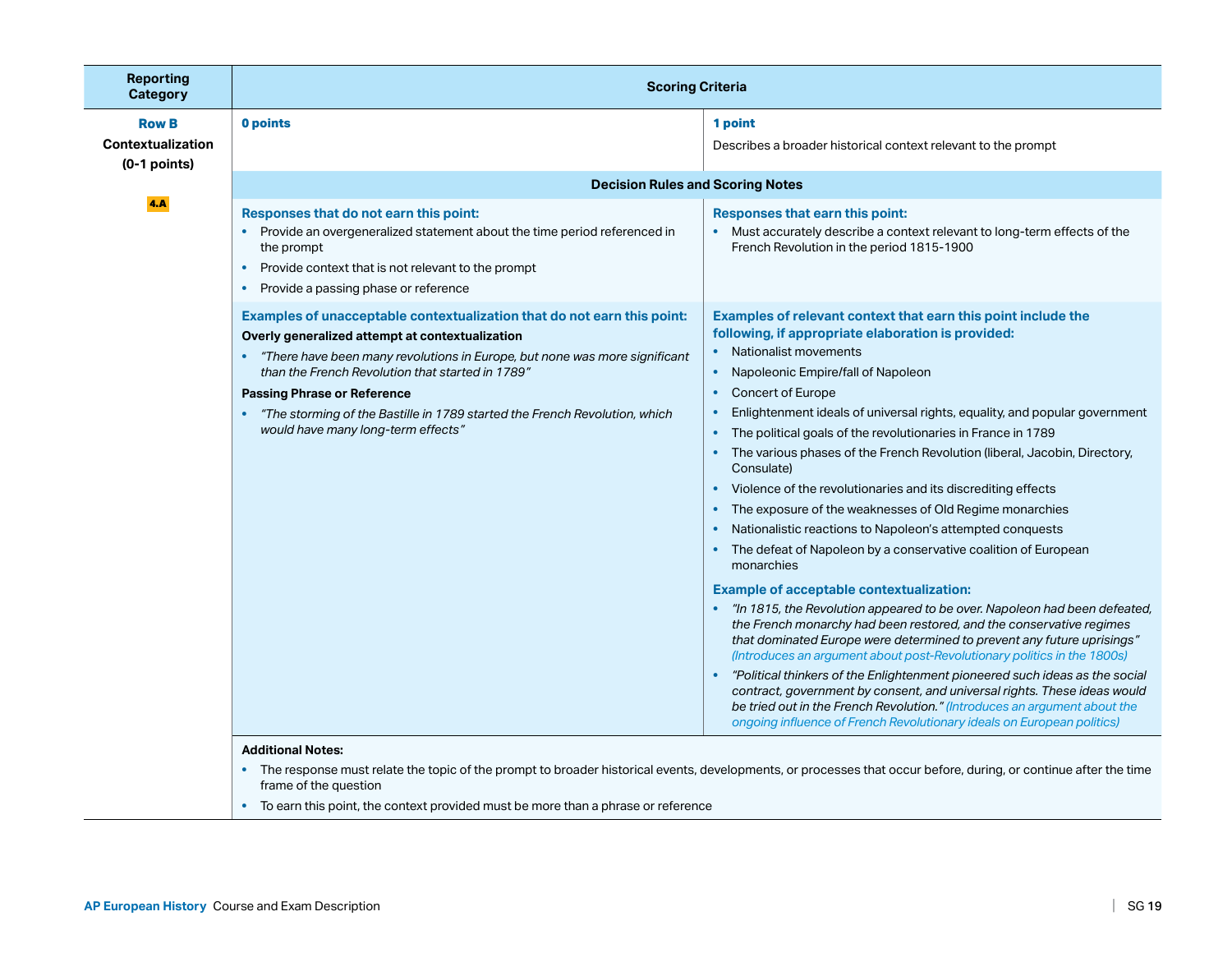| Reporting Category | Scoring Criteria | |
|---|---|---|
| **Row B** **Contextualization** **(0-1 points)** 4.A | **0 points** | **1 point** Describes a broader historical context relevant to the prompt |
| | **Decision Rules and Scoring Notes** | |
| | **Responses that do not earn this point:** <br>• Provide an overgeneralized statement about the time period referenced in the prompt <br>• Provide context that is not relevant to the prompt <br>• Provide a passing phase or reference | **Responses that earn this point:** <br>• Must accurately describe a context relevant to long-term effects of the French Revolution in the period 1815-1900 |
| | **Examples of unacceptable contextualization that do not earn this point:** <br>**Overly generalized attempt at contextualization** <br>• *"There have been many revolutions in Europe, but none was more significant than the French Revolution that started in 1789"* <br>**Passing Phrase or Reference** <br>• *"The storming of the Bastille in 1789 started the French Revolution, which would have many long-term effects"* | **Examples of relevant context that earn this point include the following, if appropriate elaboration is provided:** <br>• Nationalist movements <br>• Napoleonic Empire/fall of Napoleon <br>• Concert of Europe <br>• Enlightenment ideals of universal rights, equality, and popular government <br>• The political goals of the revolutionaries in France in 1789 <br>• The various phases of the French Revolution (liberal, Jacobin, Directory, Consulate) <br>• Violence of the revolutionaries and its discrediting effects <br>• The exposure of the weaknesses of Old Regime monarchies <br>• Nationalistic reactions to Napoleon's attempted conquests <br>• The defeat of Napoleon by a conservative coalition of European monarchies <br>**Example of acceptable contextualization:** <br>• *"In 1815, the Revolution appeared to be over. Napoleon had been defeated, the French monarchy had been restored, and the conservative regimes that dominated Europe were determined to prevent any future uprisings"* *(Introduces an argument about post-Revolutionary politics in the 1800s)* <br>• *"Political thinkers of the Enlightenment pioneered such ideas as the social contract, government by consent, and universal rights. These ideas would be tried out in the French Revolution."* *(Introduces an argument about the ongoing influence of French Revolutionary ideals on European politics)* |
| | **Additional Notes:** <br>• The response must relate the topic of the prompt to broader historical events, developments, or processes that occur before, during, or continue after the time frame of the question <br>• To earn this point, the context provided must be more than a phrase or reference | |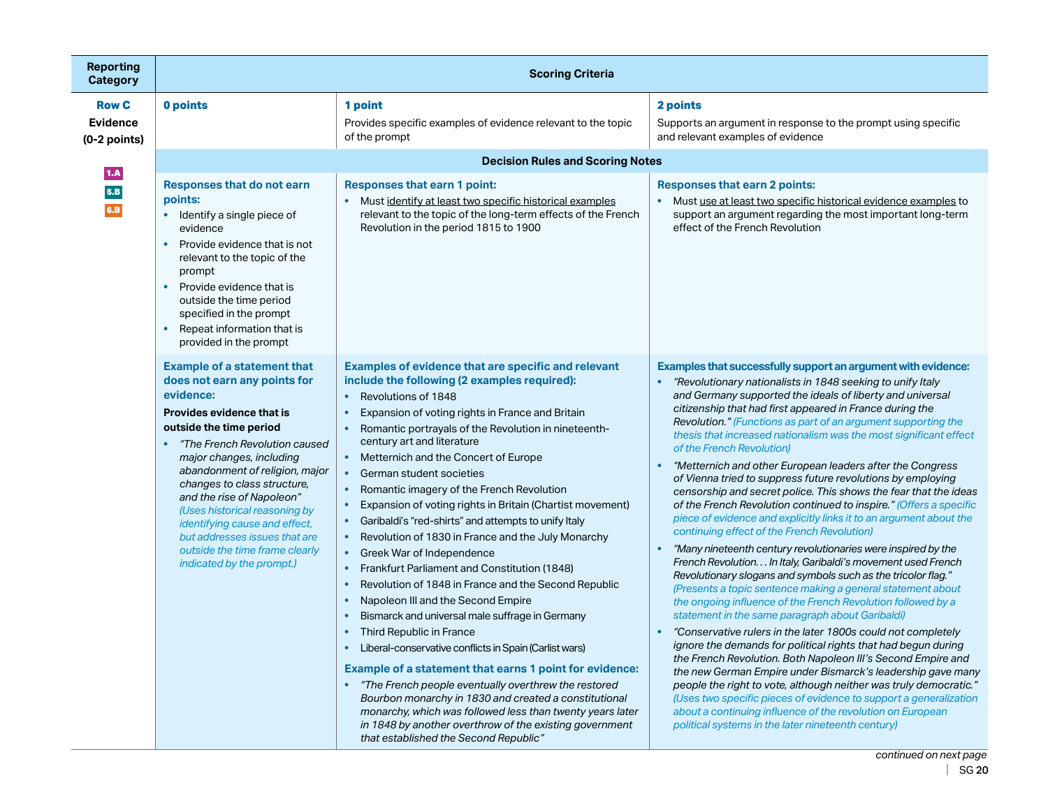| Reporting Category | Scoring Criteria | | |
|---|---|---|---|
| **Row C** **Evidence** **(0-2 points)** 1.A 5.B 6.B | **0 points** | **1 point** Provides specific examples of evidence relevant to the topic of the prompt | **2 points** Supports an argument in response to the prompt using specific and relevant examples of evidence |
| | **Decision Rules and Scoring Notes** | | |
| | **Responses that do not earn points:** <br>• Identify a single piece of evidence <br>• Provide evidence that is not relevant to the topic of the prompt <br>• Provide evidence that is outside the time period specified in the prompt <br>• Repeat information that is provided in the prompt | **Responses that earn 1 point:** <br>• Must identify at least two specific historical examples relevant to the topic of the long-term effects of the French Revolution in the period 1815 to 1900 | **Responses that earn 2 points:** <br>• Must use at least two specific historical evidence examples to support an argument regarding the most important long-term effect of the French Revolution |
| | **Example of a statement that does not earn any points for evidence:** <br>**Provides evidence that is outside the time period** <br>• *"The French Revolution caused major changes, including abandonment of religion, major changes to class structure, and the rise of Napoleon"* (Uses historical reasoning by identifying cause and effect, but addresses issues that are outside the time frame clearly indicated by the prompt.) | **Examples of evidence that are specific and relevant include the following (2 examples required):** <br>• Revolutions of 1848 <br>• Expansion of voting rights in France and Britain <br>• Romantic portrayals of the Revolution in nineteenth-century art and literature <br>• Metternich and the Concert of Europe <br>• German student societies <br>• Romantic imagery of the French Revolution <br>• Expansion of voting rights in Britain (Chartist movement) <br>• Garibaldi's "red-shirts" and attempts to unify Italy <br>• Revolution of 1830 in France and the July Monarchy <br>• Greek War of Independence <br>• Frankfurt Parliament and Constitution (1848) <br>• Revolution of 1848 in France and the Second Republic <br>• Napoleon III and the Second Empire <br>• Bismarck and universal male suffrage in Germany <br>• Third Republic in France <br>• Liberal-conservative conflicts in Spain (Carlist wars) <br><br>**Example of a statement that earns 1 point for evidence:** <br>• *"The French people eventually overthrew the restored Bourbon monarchy in 1830 and created a constitutional monarchy, which was followed less than twenty years later in 1848 by another overthrow of the existing government that established the Second Republic"* | **Examples that successfully support an argument with evidence:** <br>• *"Revolutionary nationalists in 1848 seeking to unify Italy and Germany supported the ideals of liberty and universal citizenship that had first appeared in France during the Revolution."* (Functions as part of an argument supporting the thesis that increased nationalism was the most significant effect of the French Revolution) <br>• *"Metternich and other European leaders after the Congress of Vienna tried to suppress future revolutions by employing censorship and secret police. This shows the fear that the ideas of the French Revolution continued to inspire."* (Offers a specific piece of evidence and explicitly links it to an argument about the continuing effect of the French Revolution) <br>• *"Many nineteenth century revolutionaries were inspired by the French Revolution. . . In Italy, Garibaldi's movement used French Revolutionary slogans and symbols such as the tricolor flag."* (Presents a topic sentence making a general statement about the ongoing influence of the French Revolution followed by a statement in the same paragraph about Garibaldi) <br>• *"Conservative rulers in the later 1800s could not completely ignore the demands for political rights that had begun during the French Revolution. Both Napoleon III's Second Empire and the new German Empire under Bismarck's leadership gave many people the right to vote, although neither was truly democratic."* (Uses two specific pieces of evidence to support a generalization about a continuing influence of the revolution on European political systems in the later nineteenth century) |

*continued on next page*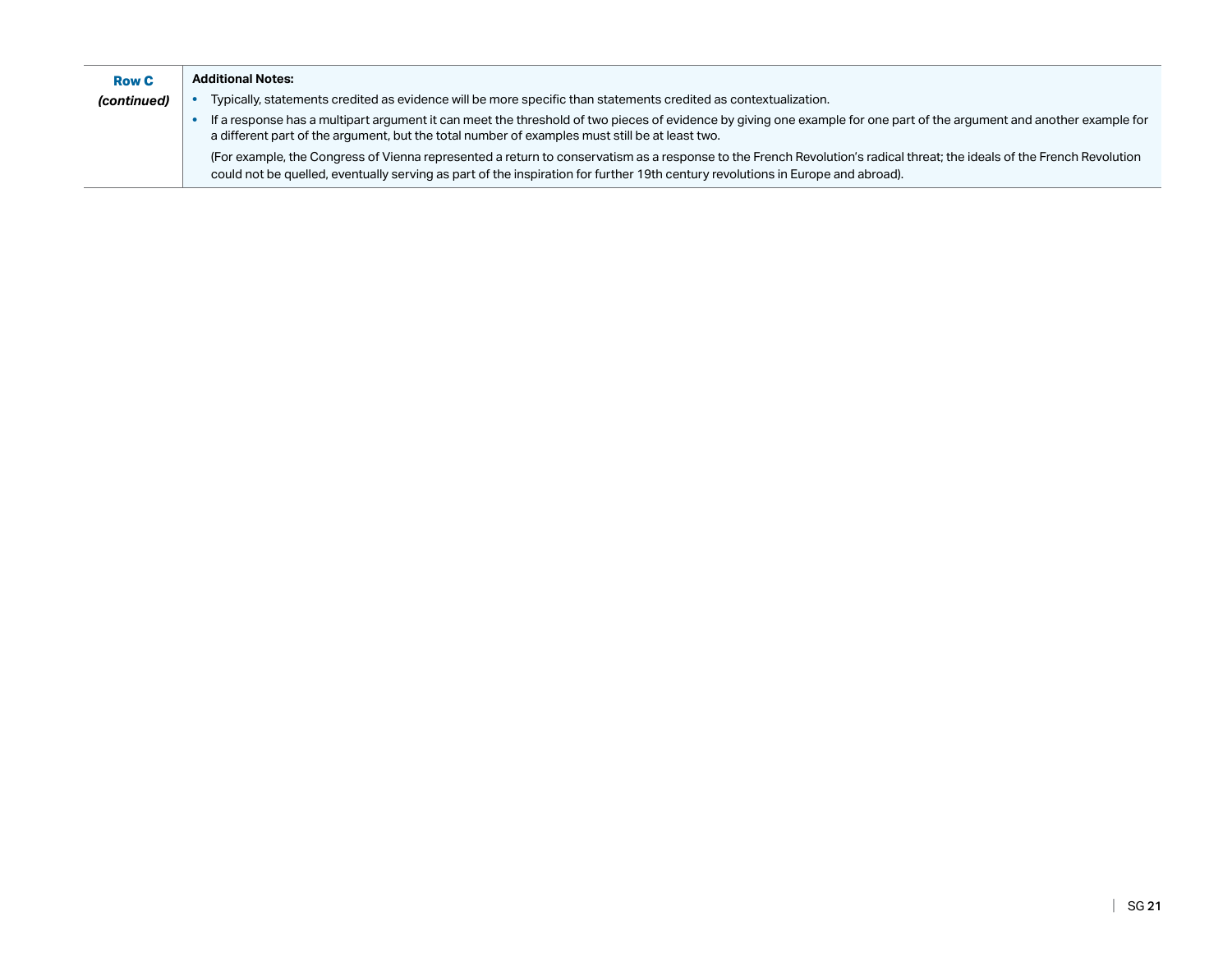| Row C *(continued)* | **Additional Notes:**<br>• Typically, statements credited as evidence will be more specific than statements credited as contextualization.<br>• If a response has a multipart argument it can meet the threshold of two pieces of evidence by giving one example for one part of the argument and another example for a different part of the argument, but the total number of examples must still be at least two.<br>(For example, the Congress of Vienna represented a return to conservatism as a response to the French Revolution's radical threat; the ideals of the French Revolution could not be quelled, eventually serving as part of the inspiration for further 19th century revolutions in Europe and abroad). |
|---|---|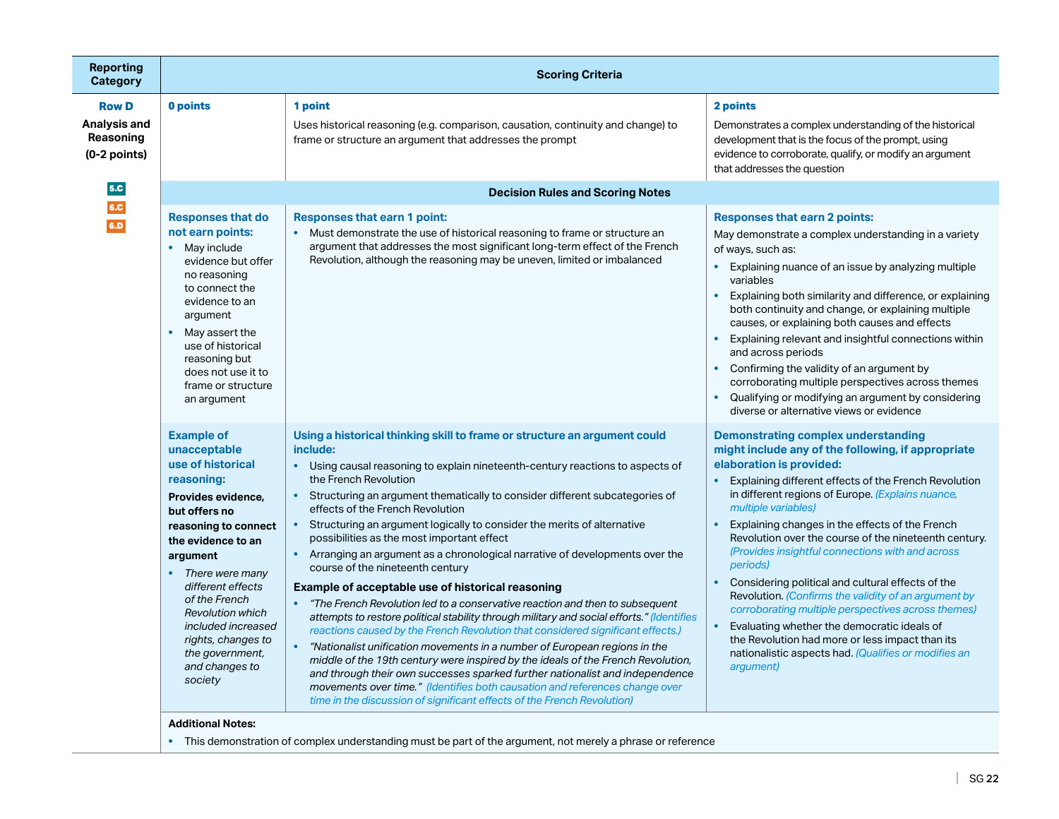| Reporting Category | Scoring Criteria | | |
|---|---|---|---|
| **Row D**<br>**Analysis and Reasoning**<br>**(0-2 points)**<br>5.C<br>6.C<br>6.D | **0 points** | **1 point**<br>Uses historical reasoning (e.g. comparison, causation, continuity and change) to frame or structure an argument that addresses the prompt | **2 points**<br>Demonstrates a complex understanding of the historical development that is the focus of the prompt, using evidence to corroborate, qualify, or modify an argument that addresses the question |
| | **Decision Rules and Scoring Notes** | | |
| | **Responses that do not earn points:**<br>• May include evidence but offer no reasoning to connect the evidence to an argument<br>• May assert the use of historical reasoning but does not use it to frame or structure an argument | **Responses that earn 1 point:**<br>• Must demonstrate the use of historical reasoning to frame or structure an argument that addresses the most significant long-term effect of the French Revolution, although the reasoning may be uneven, limited or imbalanced | **Responses that earn 2 points:**<br>May demonstrate a complex understanding in a variety of ways, such as:<br>• Explaining nuance of an issue by analyzing multiple variables<br>• Explaining both similarity and difference, or explaining both continuity and change, or explaining multiple causes, or explaining both causes and effects<br>• Explaining relevant and insightful connections within and across periods<br>• Confirming the validity of an argument by corroborating multiple perspectives across themes<br>• Qualifying or modifying an argument by considering diverse or alternative views or evidence |
| | **Example of unacceptable use of historical reasoning:**<br>**Provides evidence, but offers no reasoning to connect the evidence to an argument**<br>• *There were many different effects of the French Revolution which included increased rights, changes to the government, and changes to society* | **Using a historical thinking skill to frame or structure an argument could include:**<br>• Using causal reasoning to explain nineteenth-century reactions to aspects of the French Revolution<br>• Structuring an argument thematically to consider different subcategories of effects of the French Revolution<br>• Structuring an argument logically to consider the merits of alternative possibilities as the most important effect<br>• Arranging an argument as a chronological narrative of developments over the course of the nineteenth century<br>**Example of acceptable use of historical reasoning**<br>• *"The French Revolution led to a conservative reaction and then to subsequent attempts to restore political stability through military and social efforts." (Identifies reactions caused by the French Revolution that considered significant effects.)*<br>• *"Nationalist unification movements in a number of European regions in the middle of the 19th century were inspired by the ideals of the French Revolution, and through their own successes sparked further nationalist and independence movements over time." (Identifies both causation and references change over time in the discussion of significant effects of the French Revolution)* | **Demonstrating complex understanding might include any of the following, if appropriate elaboration is provided:**<br>• Explaining different effects of the French Revolution in different regions of Europe. *(Explains nuance, multiple variables)*<br>• Explaining changes in the effects of the French Revolution over the course of the nineteenth century. *(Provides insightful connections with and across periods)*<br>• Considering political and cultural effects of the Revolution. *(Confirms the validity of an argument by corroborating multiple perspectives across themes)*<br>• Evaluating whether the democratic ideals of the Revolution had more or less impact than its nationalistic aspects had. *(Qualifies or modifies an argument)* |
| | **Additional Notes:**<br>• This demonstration of complex understanding must be part of the argument, not merely a phrase or reference | | |